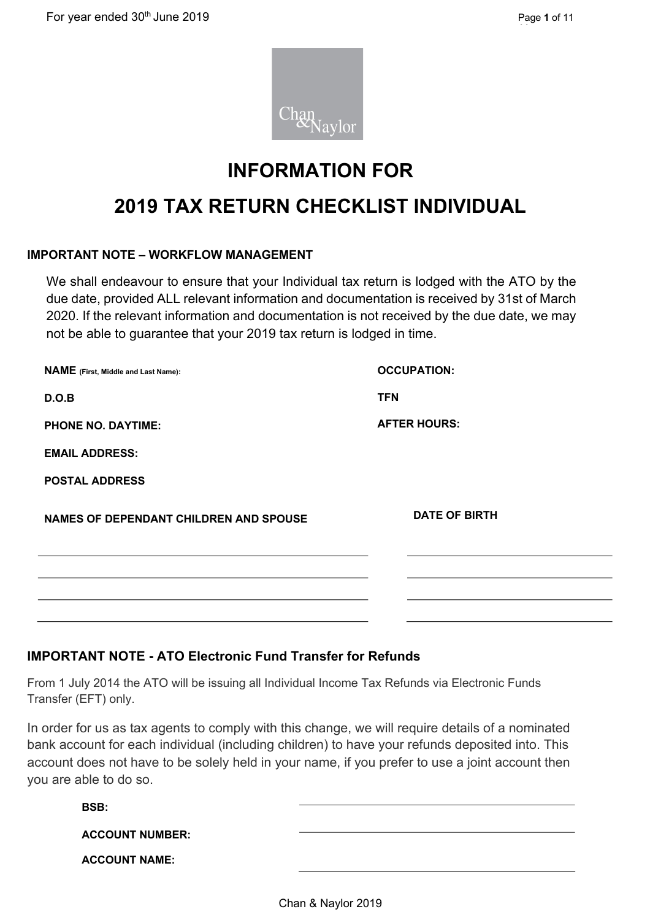# INFORMATION FOR

# 2019 TAX RETURN CHECKLIST INDIVIDUAL

**IMPORTANT NOTE – WORKFLOW MANAGEMENT**

We shall endeavour to ensure that your Individual tax return is lodged with the ATO by the due date, provided ALL relevant information and documentation is received by 31st of March 2020. If the relevant information and documentation is not received by the due date, we may not be able to guarantee that your 2019 tax return is lodged in time.

**NAME** (First, Middle and Last Name):

**OCCUPATION:**

**D.O.B**

**TFN**

**PHONE NO. DAYTIME:**

**AFTER HOURS:**

**EMAIL ADDRESS:**

**POSTAL ADDRESS**

| NAMES OF DEPENDANT CHILDREN AND SPOUSE | DATE OF BIRTH |
|---|---|
| | |
| | |
| | |
| | |

**IMPORTANT NOTE - ATO Electronic Fund Transfer for Refunds**

From 1 July 2014 the ATO will be issuing all Individual Income Tax Refunds via Electronic Funds Transfer (EFT) only.

In order for us as tax agents to comply with this change, we will require details of a nominated bank account for each individual (including children) to have your refunds deposited into. This account does not have to be solely held in your name, if you prefer to use a joint account then you are able to do so.

**BSB:** ______________________

**ACCOUNT NUMBER:** ______________________

**ACCOUNT NAME:** ______________________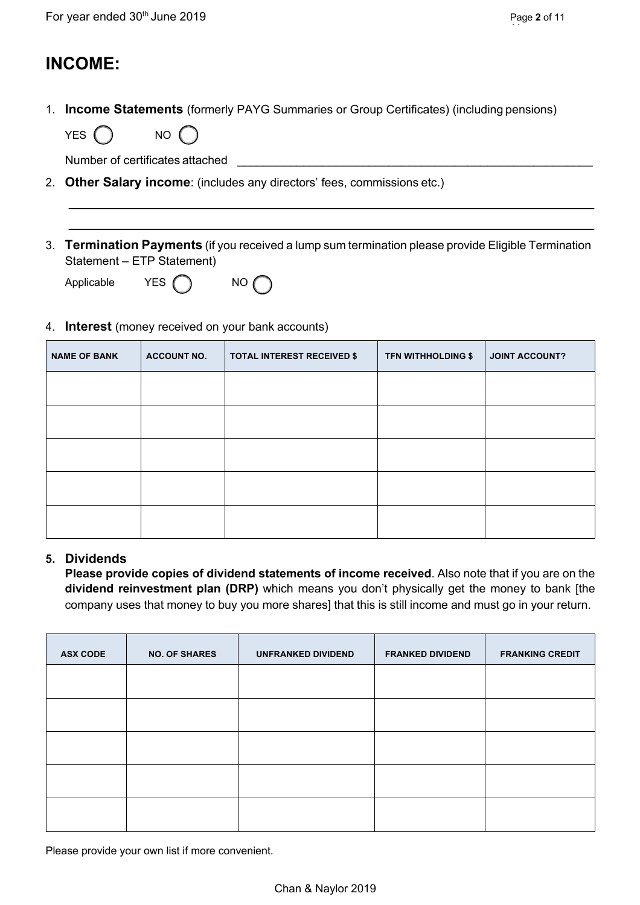# INCOME:

1. **Income Statements** (formerly PAYG Summaries or Group Certificates) (including pensions)

   YES ◯ NO ◯

   Number of certificates attached \_\_\_\_\_\_\_\_\_\_\_\_\_\_\_\_\_\_\_\_\_\_\_\_\_\_\_\_\_\_\_\_\_\_\_\_\_\_\_\_

2. **Other Salary income**: (includes any directors' fees, commissions etc.)

   \_\_\_\_\_\_\_\_\_\_\_\_\_\_\_\_\_\_\_\_\_\_\_\_\_\_\_\_\_\_\_\_\_\_\_\_\_\_\_\_\_\_\_\_\_\_\_\_\_\_\_\_\_\_\_\_\_\_\_\_

   \_\_\_\_\_\_\_\_\_\_\_\_\_\_\_\_\_\_\_\_\_\_\_\_\_\_\_\_\_\_\_\_\_\_\_\_\_\_\_\_\_\_\_\_\_\_\_\_\_\_\_\_\_\_\_\_\_\_\_\_

3. **Termination Payments** (if you received a lump sum termination please provide Eligible Termination Statement – ETP Statement)

   Applicable YES ◯ NO ◯

4. **Interest** (money received on your bank accounts)

| NAME OF BANK | ACCOUNT NO. | TOTAL INTEREST RECEIVED $ | TFN WITHHOLDING $ | JOINT ACCOUNT? |
|---|---|---|---|---|
| | | | | |
| | | | | |
| | | | | |
| | | | | |
| | | | | |

5. **Dividends**

   **Please provide copies of dividend statements of income received**. Also note that if you are on the **dividend reinvestment plan (DRP)** which means you don't physically get the money to bank [the company uses that money to buy you more shares] that this is still income and must go in your return.

| ASX CODE | NO. OF SHARES | UNFRANKED DIVIDEND | FRANKED DIVIDEND | FRANKING CREDIT |
|---|---|---|---|---|
| | | | | |
| | | | | |
| | | | | |
| | | | | |
| | | | | |

Please provide your own list if more convenient.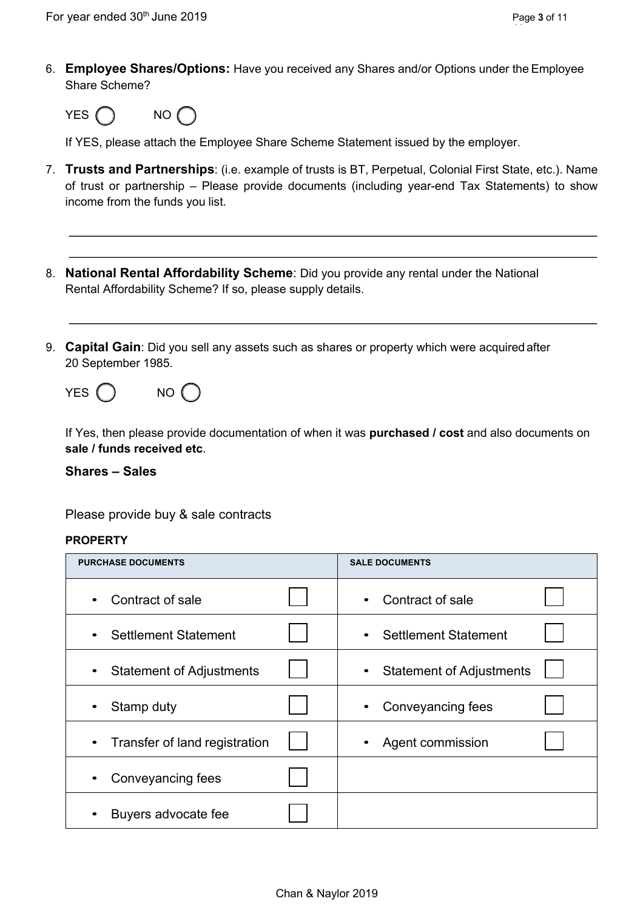6. **Employee Shares/Options:** Have you received any Shares and/or Options under the Employee Share Scheme?

   YES ◯ NO ◯

   If YES, please attach the Employee Share Scheme Statement issued by the employer.

7. **Trusts and Partnerships**: (i.e. example of trusts is BT, Perpetual, Colonial First State, etc.). Name of trust or partnership – Please provide documents (including year-end Tax Statements) to show income from the funds you list.

   \_\_\_\_\_\_\_\_\_\_\_\_\_\_\_\_\_\_\_\_\_\_\_\_\_\_\_\_\_\_\_\_\_\_\_\_\_\_\_\_\_\_\_\_\_\_\_\_\_\_\_\_\_\_\_\_\_\_\_\_

   \_\_\_\_\_\_\_\_\_\_\_\_\_\_\_\_\_\_\_\_\_\_\_\_\_\_\_\_\_\_\_\_\_\_\_\_\_\_\_\_\_\_\_\_\_\_\_\_\_\_\_\_\_\_\_\_\_\_\_\_

8. **National Rental Affordability Scheme**: Did you provide any rental under the National Rental Affordability Scheme? If so, please supply details.

   \_\_\_\_\_\_\_\_\_\_\_\_\_\_\_\_\_\_\_\_\_\_\_\_\_\_\_\_\_\_\_\_\_\_\_\_\_\_\_\_\_\_\_\_\_\_\_\_\_\_\_\_\_\_\_\_\_\_\_\_

9. **Capital Gain**: Did you sell any assets such as shares or property which were acquired after 20 September 1985.

   YES ◯ NO ◯

   If Yes, then please provide documentation of when it was **purchased / cost** and also documents on **sale / funds received etc**.

   **Shares – Sales**

   Please provide buy & sale contracts

   **PROPERTY**

| PURCHASE DOCUMENTS | | SALE DOCUMENTS | |
|---|---|---|---|
| • Contract of sale | ☐ | • Contract of sale | ☐ |
| • Settlement Statement | ☐ | • Settlement Statement | ☐ |
| • Statement of Adjustments | ☐ | • Statement of Adjustments | ☐ |
| • Stamp duty | ☐ | • Conveyancing fees | ☐ |
| • Transfer of land registration | ☐ | • Agent commission | ☐ |
| • Conveyancing fees | ☐ | | |
| • Buyers advocate fee | ☐ | | |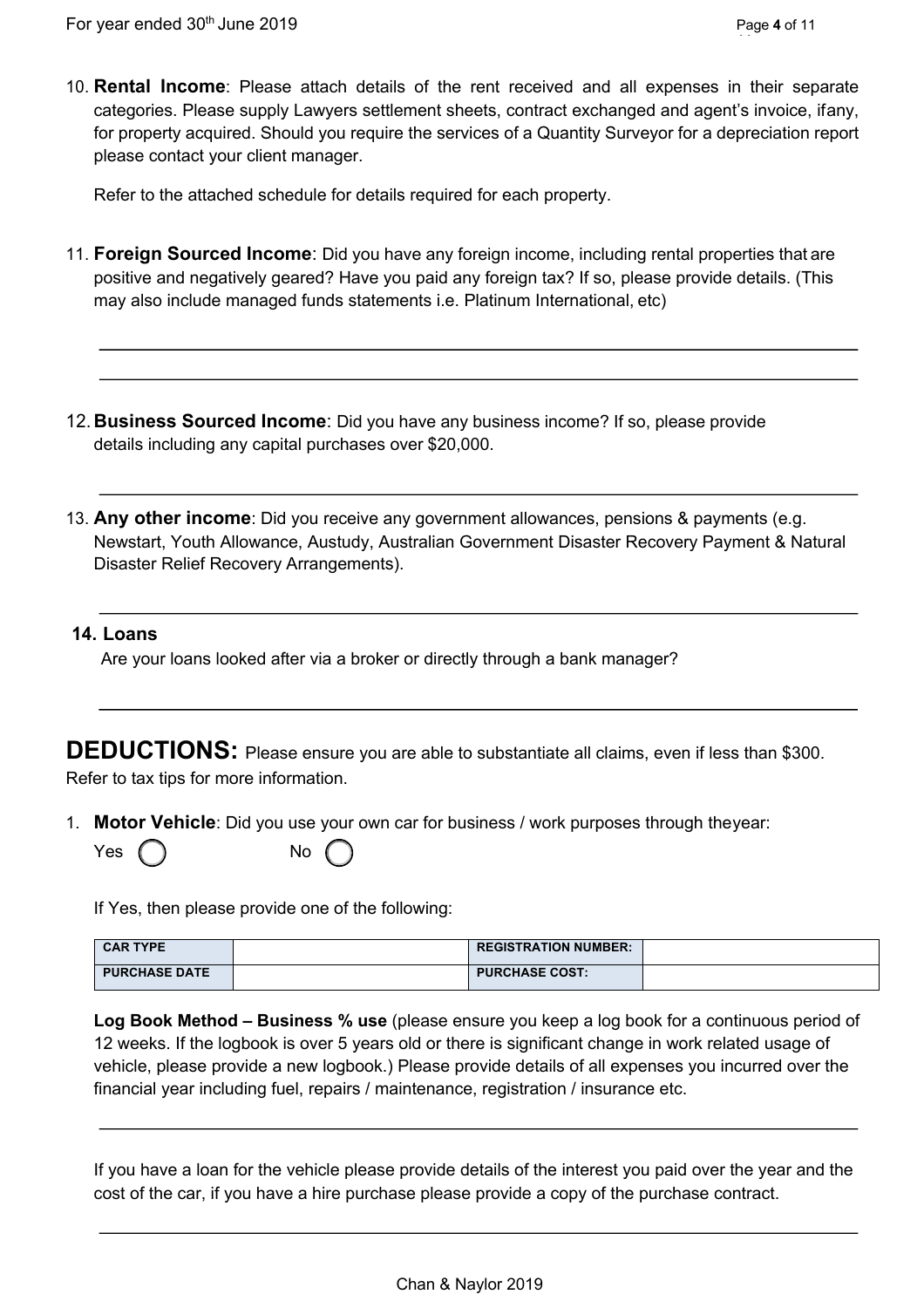10. **Rental Income**: Please attach details of the rent received and all expenses in their separate categories. Please supply Lawyers settlement sheets, contract exchanged and agent's invoice, ifany, for property acquired. Should you require the services of a Quantity Surveyor for a depreciation report please contact your client manager.

    Refer to the attached schedule for details required for each property.

11. **Foreign Sourced Income**: Did you have any foreign income, including rental properties that are positive and negatively geared? Have you paid any foreign tax? If so, please provide details. (This may also include managed funds statements i.e. Platinum International, etc)

    ___________________________________________________________________________

    ___________________________________________________________________________

12. **Business Sourced Income**: Did you have any business income? If so, please provide details including any capital purchases over $20,000.

    ___________________________________________________________________________

13. **Any other income**: Did you receive any government allowances, pensions & payments (e.g. Newstart, Youth Allowance, Austudy, Australian Government Disaster Recovery Payment & Natural Disaster Relief Recovery Arrangements).

    ___________________________________________________________________________

**14. Loans**

Are your loans looked after via a broker or directly through a bank manager?

___________________________________________________________________________

# DEDUCTIONS:

Please ensure you are able to substantiate all claims, even if less than $300. Refer to tax tips for more information.

1. **Motor Vehicle**: Did you use your own car for business / work purposes through theyear:

   Yes ◯ No ◯

   If Yes, then please provide one of the following:

| CAR TYPE | | REGISTRATION NUMBER: | |
|---|---|---|---|
| PURCHASE DATE | | PURCHASE COST: | |

**Log Book Method – Business % use** (please ensure you keep a log book for a continuous period of 12 weeks. If the logbook is over 5 years old or there is significant change in work related usage of vehicle, please provide a new logbook.) Please provide details of all expenses you incurred over the financial year including fuel, repairs / maintenance, registration / insurance etc.

___________________________________________________________________________

If you have a loan for the vehicle please provide details of the interest you paid over the year and the cost of the car, if you have a hire purchase please provide a copy of the purchase contract.

___________________________________________________________________________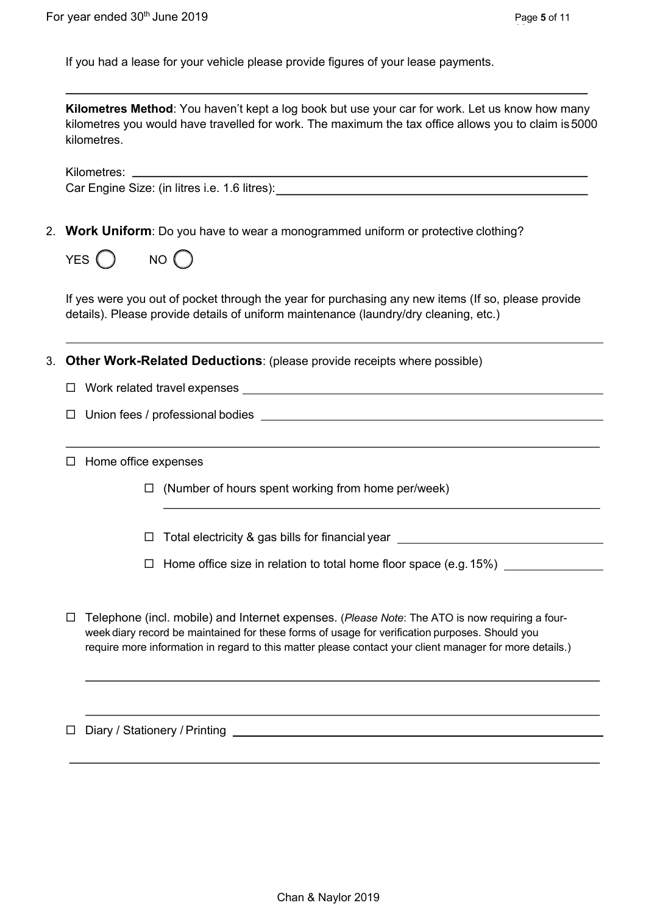If you had a lease for your vehicle please provide figures of your lease payments.

______________________________________________________________________________

**Kilometres Method**: You haven't kept a log book but use your car for work. Let us know how many kilometres you would have travelled for work. The maximum the tax office allows you to claim is 5000 kilometres.

Kilometres: ______________________________________________________________________

Car Engine Size: (in litres i.e. 1.6 litres): ______________________________________

2. **Work Uniform**: Do you have to wear a monogrammed uniform or protective clothing?

   YES ◯ NO ◯

   If yes were you out of pocket through the year for purchasing any new items (If so, please provide details). Please provide details of uniform maintenance (laundry/dry cleaning, etc.)

   ______________________________________________________________________________

3. **Other Work-Related Deductions**: (please provide receipts where possible)

   - ☐ Work related travel expenses ______________________________________________
   - ☐ Union fees / professional bodies ___________________________________________

   ______________________________________________________________________________

   - ☐ Home office expenses
     - ☐ (Number of hours spent working from home per/week)

       ____________________________________________________________
     - ☐ Total electricity & gas bills for financial year ____________________________
     - ☐ Home office size in relation to total home floor space (e.g. 15%) ____________

   - ☐ Telephone (incl. mobile) and Internet expenses. (*Please Note*: The ATO is now requiring a four-week diary record be maintained for these forms of usage for verification purposes. Should you require more information in regard to this matter please contact your client manager for more details.)

     ______________________________________________________________________________

     ______________________________________________________________________________

   - ☐ Diary / Stationery / Printing ______________________________________________

   ______________________________________________________________________________

Chan & Naylor 2019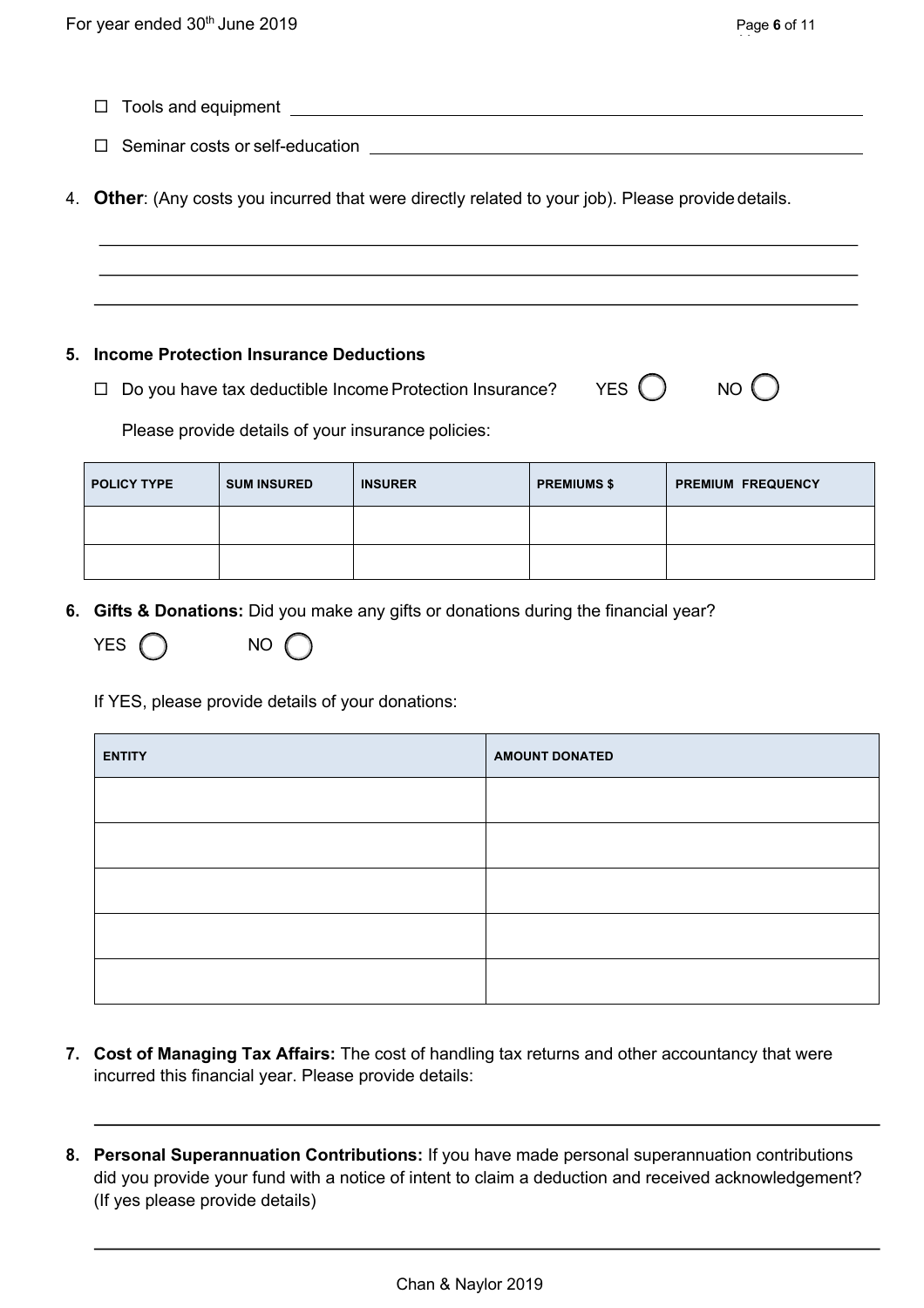- ☐ Tools and equipment \_\_\_\_\_\_\_\_\_\_\_\_\_\_\_\_\_\_\_\_\_\_\_\_\_\_\_\_\_\_\_\_\_\_\_\_\_\_\_\_
- ☐ Seminar costs or self-education \_\_\_\_\_\_\_\_\_\_\_\_\_\_\_\_\_\_\_\_\_\_\_\_\_\_\_\_\_\_\_\_\_\_\_\_

4. **Other**: (Any costs you incurred that were directly related to your job). Please provide details.

\_\_\_\_\_\_\_\_\_\_\_\_\_\_\_\_\_\_\_\_\_\_\_\_\_\_\_\_\_\_\_\_\_\_\_\_\_\_\_\_\_\_\_\_\_\_\_\_\_\_\_\_\_\_\_\_\_\_\_\_

\_\_\_\_\_\_\_\_\_\_\_\_\_\_\_\_\_\_\_\_\_\_\_\_\_\_\_\_\_\_\_\_\_\_\_\_\_\_\_\_\_\_\_\_\_\_\_\_\_\_\_\_\_\_\_\_\_\_\_\_

\_\_\_\_\_\_\_\_\_\_\_\_\_\_\_\_\_\_\_\_\_\_\_\_\_\_\_\_\_\_\_\_\_\_\_\_\_\_\_\_\_\_\_\_\_\_\_\_\_\_\_\_\_\_\_\_\_\_\_\_

5. **Income Protection Insurance Deductions**

- ☐ Do you have tax deductible Income Protection Insurance? YES ◯ NO ◯

Please provide details of your insurance policies:

| POLICY TYPE | SUM INSURED | INSURER | PREMIUMS $ | PREMIUM FREQUENCY |
|---|---|---|---|---|
| | | | | |
| | | | | |

6. **Gifts & Donations:** Did you make any gifts or donations during the financial year?

YES ◯ NO ◯

If YES, please provide details of your donations:

| ENTITY | AMOUNT DONATED |
|---|---|
| | |
| | |
| | |
| | |
| | |

7. **Cost of Managing Tax Affairs:** The cost of handling tax returns and other accountancy that were incurred this financial year. Please provide details:

\_\_\_\_\_\_\_\_\_\_\_\_\_\_\_\_\_\_\_\_\_\_\_\_\_\_\_\_\_\_\_\_\_\_\_\_\_\_\_\_\_\_\_\_\_\_\_\_\_\_\_\_\_\_\_\_\_\_\_\_

8. **Personal Superannuation Contributions:** If you have made personal superannuation contributions did you provide your fund with a notice of intent to claim a deduction and received acknowledgement? (If yes please provide details)

\_\_\_\_\_\_\_\_\_\_\_\_\_\_\_\_\_\_\_\_\_\_\_\_\_\_\_\_\_\_\_\_\_\_\_\_\_\_\_\_\_\_\_\_\_\_\_\_\_\_\_\_\_\_\_\_\_\_\_\_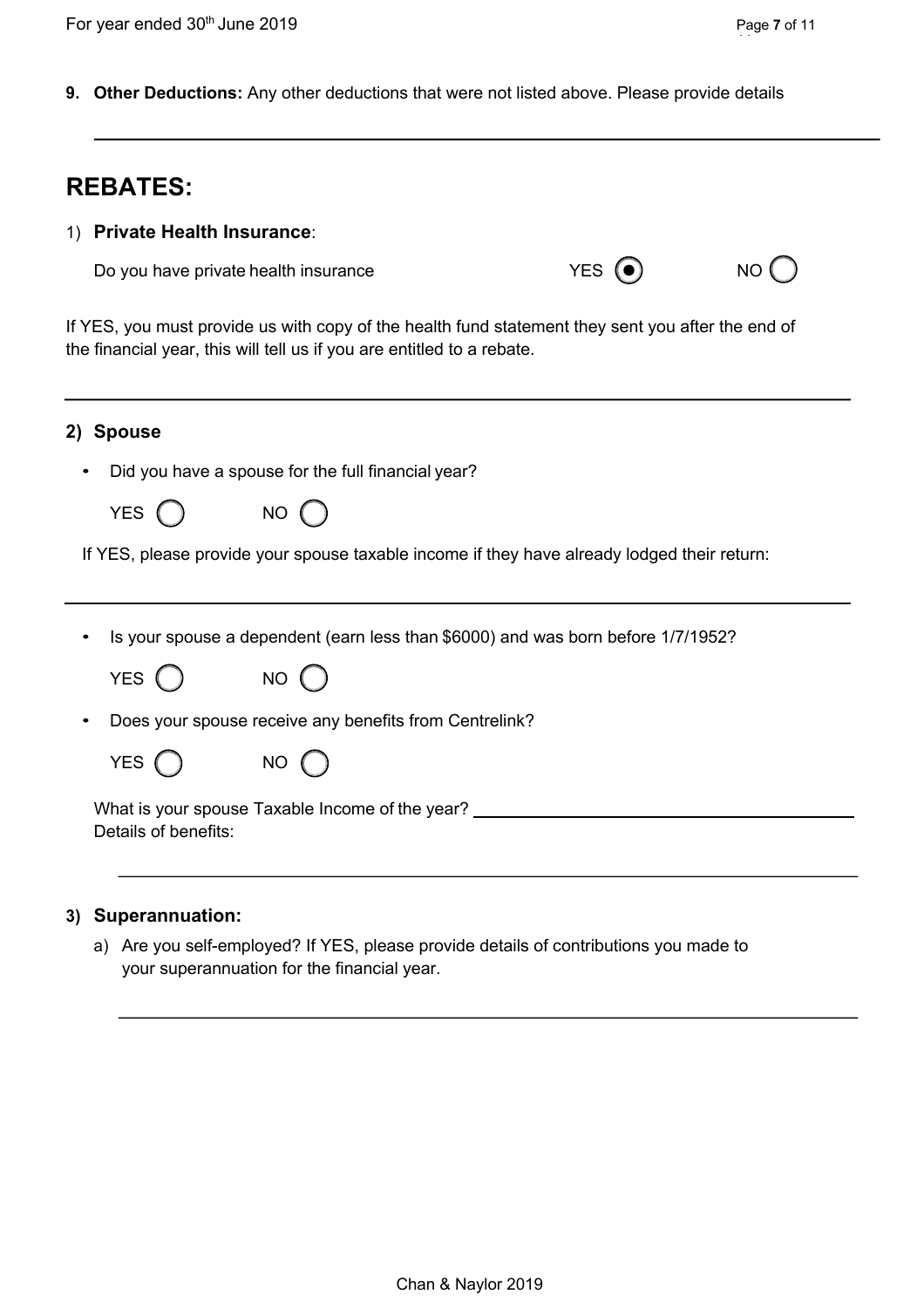**9. Other Deductions:** Any other deductions that were not listed above. Please provide details

---

# REBATES:

1) **Private Health Insurance**:

Do you have private health insurance YES (●) NO ( )

If YES, you must provide us with copy of the health fund statement they sent you after the end of the financial year, this will tell us if you are entitled to a rebate.

---

**2) Spouse**

- Did you have a spouse for the full financial year?

  YES ( ) NO ( )

If YES, please provide your spouse taxable income if they have already lodged their return:

---

- Is your spouse a dependent (earn less than $6000) and was born before 1/7/1952?

  YES ( ) NO ( )

- Does your spouse receive any benefits from Centrelink?

  YES ( ) NO ( )

What is your spouse Taxable Income of the year? ____________________

Details of benefits:

---

**3) Superannuation:**

a) Are you self-employed? If YES, please provide details of contributions you made to your superannuation for the financial year.

---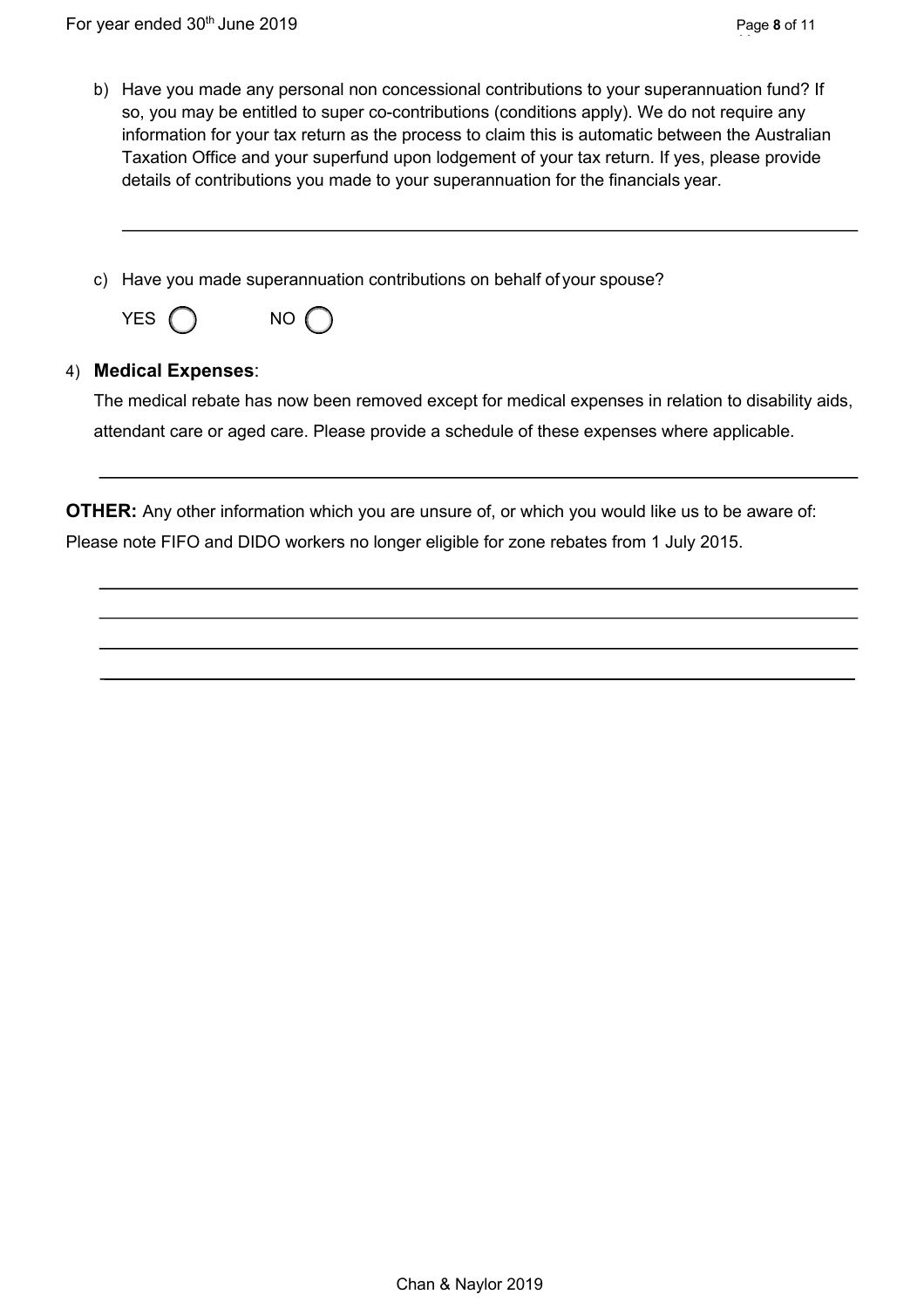b) Have you made any personal non concessional contributions to your superannuation fund? If so, you may be entitled to super co-contributions (conditions apply). We do not require any information for your tax return as the process to claim this is automatic between the Australian Taxation Office and your superfund upon lodgement of your tax return. If yes, please provide details of contributions you made to your superannuation for the financials year.

\_\_\_\_\_\_\_\_\_\_\_\_\_\_\_\_\_\_\_\_\_\_\_\_\_\_\_\_\_\_\_\_\_\_\_\_\_\_\_\_\_\_\_\_\_\_\_\_\_\_\_\_\_\_\_\_\_\_\_\_

c) Have you made superannuation contributions on behalf of your spouse?

YES ◯ NO ◯

4) **Medical Expenses**:

The medical rebate has now been removed except for medical expenses in relation to disability aids, attendant care or aged care. Please provide a schedule of these expenses where applicable.

\_\_\_\_\_\_\_\_\_\_\_\_\_\_\_\_\_\_\_\_\_\_\_\_\_\_\_\_\_\_\_\_\_\_\_\_\_\_\_\_\_\_\_\_\_\_\_\_\_\_\_\_\_\_\_\_\_\_\_\_

**OTHER:** Any other information which you are unsure of, or which you would like us to be aware of: Please note FIFO and DIDO workers no longer eligible for zone rebates from 1 July 2015.

\_\_\_\_\_\_\_\_\_\_\_\_\_\_\_\_\_\_\_\_\_\_\_\_\_\_\_\_\_\_\_\_\_\_\_\_\_\_\_\_\_\_\_\_\_\_\_\_\_\_\_\_\_\_\_\_\_\_\_\_

\_\_\_\_\_\_\_\_\_\_\_\_\_\_\_\_\_\_\_\_\_\_\_\_\_\_\_\_\_\_\_\_\_\_\_\_\_\_\_\_\_\_\_\_\_\_\_\_\_\_\_\_\_\_\_\_\_\_\_\_

\_\_\_\_\_\_\_\_\_\_\_\_\_\_\_\_\_\_\_\_\_\_\_\_\_\_\_\_\_\_\_\_\_\_\_\_\_\_\_\_\_\_\_\_\_\_\_\_\_\_\_\_\_\_\_\_\_\_\_\_

\_\_\_\_\_\_\_\_\_\_\_\_\_\_\_\_\_\_\_\_\_\_\_\_\_\_\_\_\_\_\_\_\_\_\_\_\_\_\_\_\_\_\_\_\_\_\_\_\_\_\_\_\_\_\_\_\_\_\_\_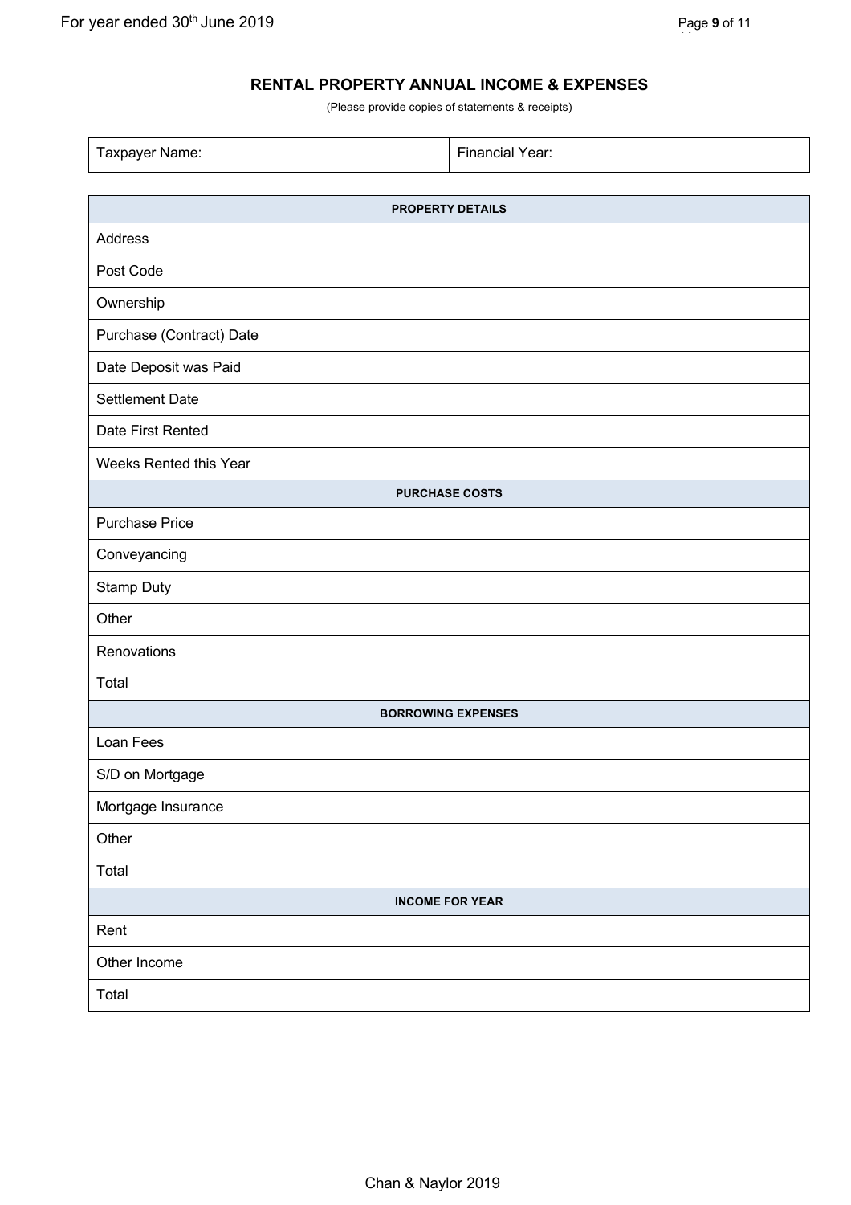## RENTAL PROPERTY ANNUAL INCOME & EXPENSES

(Please provide copies of statements & receipts)

| Taxpayer Name: | Financial Year: |
|---|---|

| PROPERTY DETAILS | |
|---|---|
| Address | |
| Post Code | |
| Ownership | |
| Purchase (Contract) Date | |
| Date Deposit was Paid | |
| Settlement Date | |
| Date First Rented | |
| Weeks Rented this Year | |
| **PURCHASE COSTS** | |
| Purchase Price | |
| Conveyancing | |
| Stamp Duty | |
| Other | |
| Renovations | |
| Total | |
| **BORROWING EXPENSES** | |
| Loan Fees | |
| S/D on Mortgage | |
| Mortgage Insurance | |
| Other | |
| Total | |
| **INCOME FOR YEAR** | |
| Rent | |
| Other Income | |
| Total | |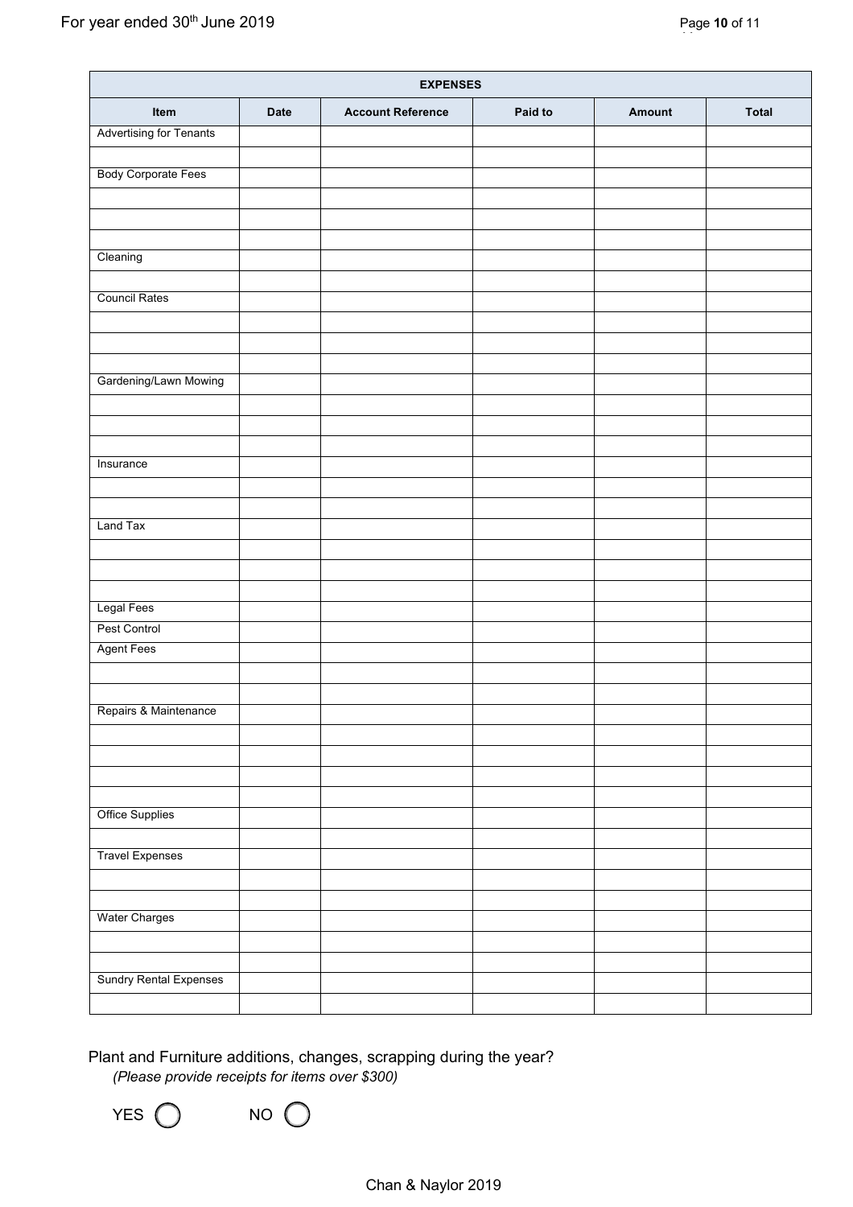| EXPENSES | | | | | |
|---|---|---|---|---|---|
| **Item** | **Date** | **Account Reference** | **Paid to** | **Amount** | **Total** |
| Advertising for Tenants | | | | | |
| | | | | | |
| Body Corporate Fees | | | | | |
| | | | | | |
| | | | | | |
| | | | | | |
| Cleaning | | | | | |
| | | | | | |
| Council Rates | | | | | |
| | | | | | |
| | | | | | |
| | | | | | |
| Gardening/Lawn Mowing | | | | | |
| | | | | | |
| | | | | | |
| | | | | | |
| Insurance | | | | | |
| | | | | | |
| | | | | | |
| Land Tax | | | | | |
| | | | | | |
| | | | | | |
| | | | | | |
| Legal Fees | | | | | |
| Pest Control | | | | | |
| Agent Fees | | | | | |
| | | | | | |
| | | | | | |
| Repairs & Maintenance | | | | | |
| | | | | | |
| | | | | | |
| | | | | | |
| | | | | | |
| Office Supplies | | | | | |
| | | | | | |
| Travel Expenses | | | | | |
| | | | | | |
| | | | | | |
| Water Charges | | | | | |
| | | | | | |
| | | | | | |
| Sundry Rental Expenses | | | | | |
| | | | | | |

Plant and Furniture additions, changes, scrapping during the year?

*(Please provide receipts for items over $300)*

YES ◯ NO ◯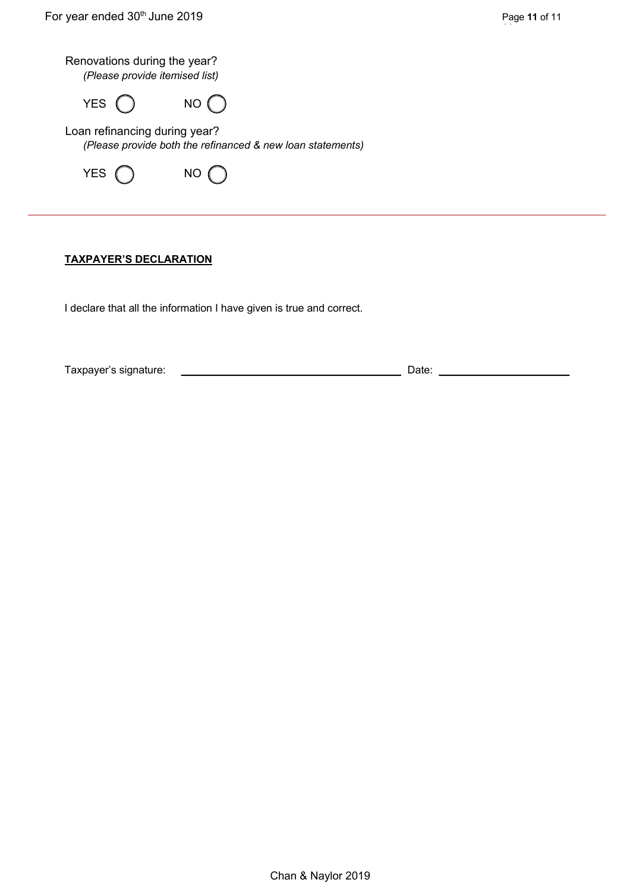Renovations during the year?
*(Please provide itemised list)*

YES ◯ NO ◯

Loan refinancing during year?
*(Please provide both the refinanced & new loan statements)*

YES ◯ NO ◯

---

**TAXPAYER'S DECLARATION**

I declare that all the information I have given is true and correct.

Taxpayer's signature: ______________________________ Date: ____________________

Chan & Naylor 2019